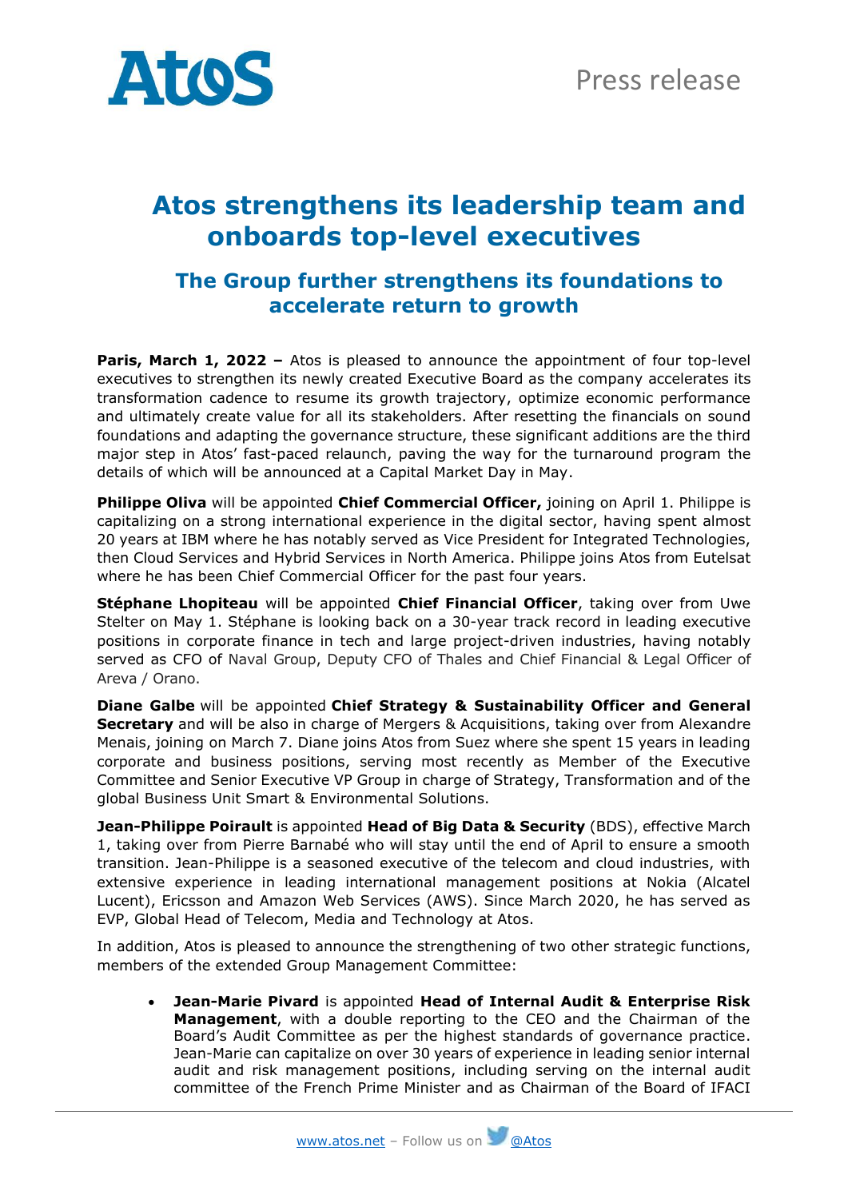Atos

Press release

# Atos strengthens its leadership team and onboards top-level executives

## The Group further strengthens its foundations to accelerate return to growth

**Paris, March 1, 2022 –** Atos is pleased to announce the appointment of four top-level executives to strengthen its newly created Executive Board as the company accelerates its transformation cadence to resume its growth trajectory, optimize economic performance and ultimately create value for all its stakeholders. After resetting the financials on sound foundations and adapting the governance structure, these significant additions are the third major step in Atos' fast-paced relaunch, paving the way for the turnaround program the details of which will be announced at a Capital Market Day in May.

**Philippe Oliva** will be appointed **Chief Commercial Officer,** joining on April 1. Philippe is capitalizing on a strong international experience in the digital sector, having spent almost 20 years at IBM where he has notably served as Vice President for Integrated Technologies, then Cloud Services and Hybrid Services in North America. Philippe joins Atos from Eutelsat where he has been Chief Commercial Officer for the past four years.

**Stéphane Lhopiteau** will be appointed **Chief Financial Officer**, taking over from Uwe Stelter on May 1. Stéphane is looking back on a 30-year track record in leading executive positions in corporate finance in tech and large project-driven industries, having notably served as CFO of Naval Group, Deputy CFO of Thales and Chief Financial & Legal Officer of Areva / Orano.

**Diane Galbe** will be appointed **Chief Strategy & Sustainability Officer and General Secretary** and will be also in charge of Mergers & Acquisitions, taking over from Alexandre Menais, joining on March 7. Diane joins Atos from Suez where she spent 15 years in leading corporate and business positions, serving most recently as Member of the Executive Committee and Senior Executive VP Group in charge of Strategy, Transformation and of the global Business Unit Smart & Environmental Solutions.

**Jean-Philippe Poirault** is appointed **Head of Big Data & Security** (BDS), effective March 1, taking over from Pierre Barnabé who will stay until the end of April to ensure a smooth transition. Jean-Philippe is a seasoned executive of the telecom and cloud industries, with extensive experience in leading international management positions at Nokia (Alcatel Lucent), Ericsson and Amazon Web Services (AWS). Since March 2020, he has served as EVP, Global Head of Telecom, Media and Technology at Atos.

In addition, Atos is pleased to announce the strengthening of two other strategic functions, members of the extended Group Management Committee:

- **Jean-Marie Pivard** is appointed **Head of Internal Audit & Enterprise Risk Management**, with a double reporting to the CEO and the Chairman of the Board's Audit Committee as per the highest standards of governance practice. Jean-Marie can capitalize on over 30 years of experience in leading senior internal audit and risk management positions, including serving on the internal audit committee of the French Prime Minister and as Chairman of the Board of IFACI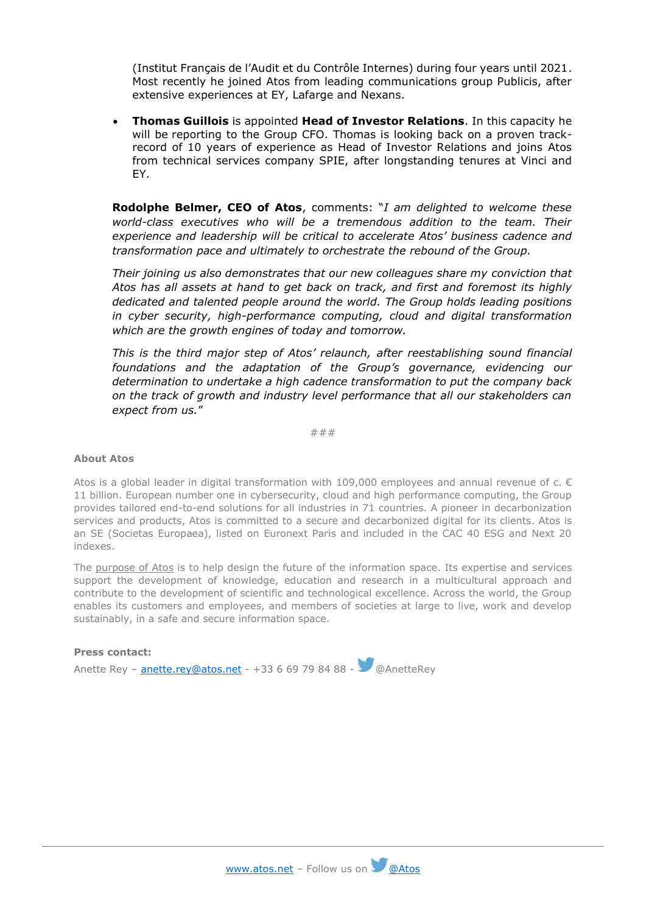(Institut Français de l'Audit et du Contrôle Internes) during four years until 2021. Most recently he joined Atos from leading communications group Publicis, after extensive experiences at EY, Lafarge and Nexans.

- **Thomas Guillois** is appointed **Head of Investor Relations**. In this capacity he will be reporting to the Group CFO. Thomas is looking back on a proven track-record of 10 years of experience as Head of Investor Relations and joins Atos from technical services company SPIE, after longstanding tenures at Vinci and EY.

**Rodolphe Belmer, CEO of Atos**, comments: "*I am delighted to welcome these world-class executives who will be a tremendous addition to the team. Their experience and leadership will be critical to accelerate Atos' business cadence and transformation pace and ultimately to orchestrate the rebound of the Group.*

*Their joining us also demonstrates that our new colleagues share my conviction that Atos has all assets at hand to get back on track, and first and foremost its highly dedicated and talented people around the world. The Group holds leading positions in cyber security, high-performance computing, cloud and digital transformation which are the growth engines of today and tomorrow.*

*This is the third major step of Atos' relaunch, after reestablishing sound financial foundations and the adaptation of the Group's governance, evidencing our determination to undertake a high cadence transformation to put the company back on the track of growth and industry level performance that all our stakeholders can expect from us.*"

###

**About Atos**

Atos is a global leader in digital transformation with 109,000 employees and annual revenue of c. € 11 billion. European number one in cybersecurity, cloud and high performance computing, the Group provides tailored end-to-end solutions for all industries in 71 countries. A pioneer in decarbonization services and products, Atos is committed to a secure and decarbonized digital for its clients. Atos is an SE (Societas Europaea), listed on Euronext Paris and included in the CAC 40 ESG and Next 20 indexes.

The purpose of Atos is to help design the future of the information space. Its expertise and services support the development of knowledge, education and research in a multicultural approach and contribute to the development of scientific and technological excellence. Across the world, the Group enables its customers and employees, and members of societies at large to live, work and develop sustainably, in a safe and secure information space.

**Press contact:**

Anette Rey – anette.rey@atos.net - +33 6 69 79 84 88 - @AnetteRey

www.atos.net – Follow us on @Atos